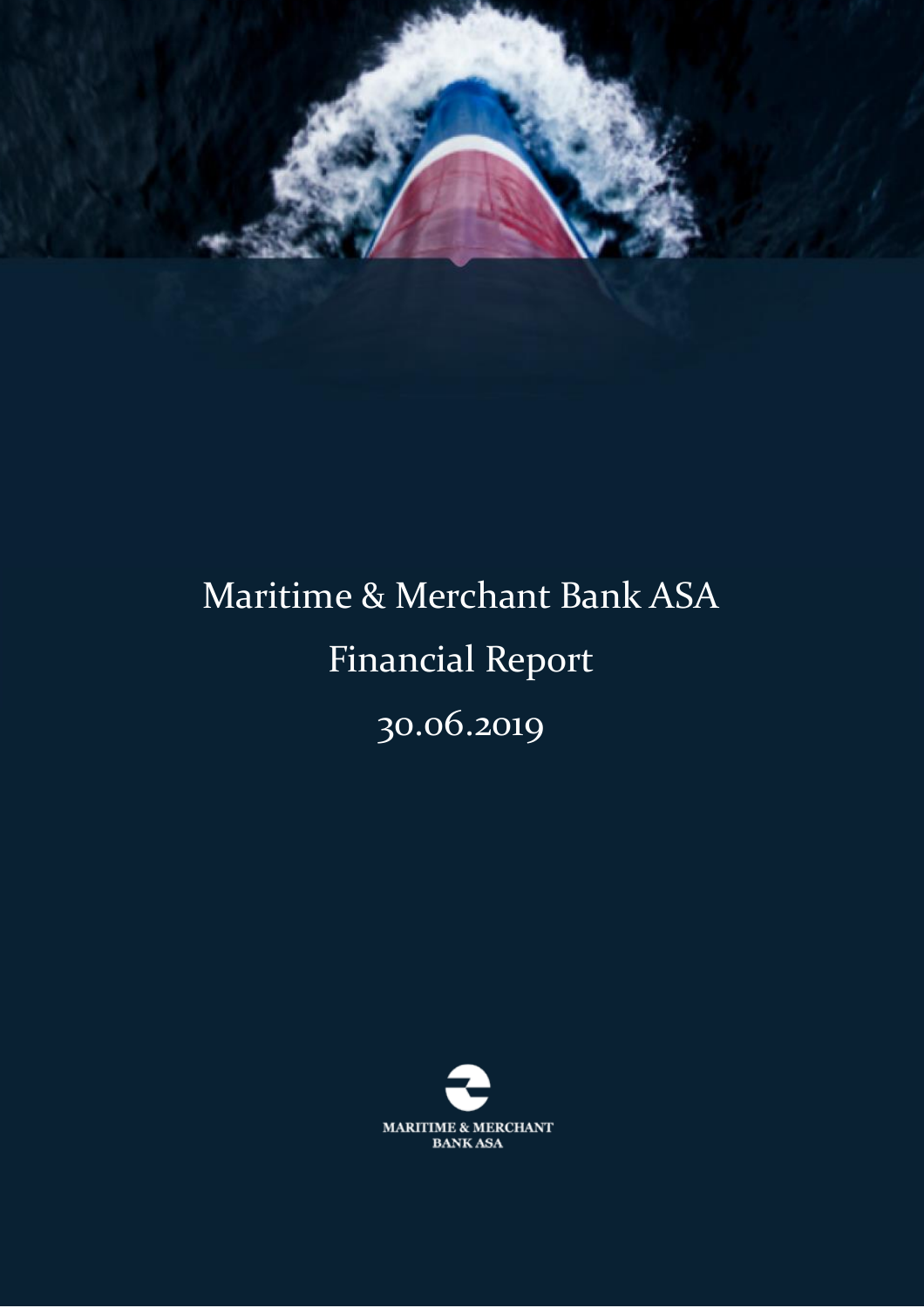# Maritime & Merchant Bank ASA

## Financial Report

## 30.06.2019

MARITIME & MERCHANT BANK ASA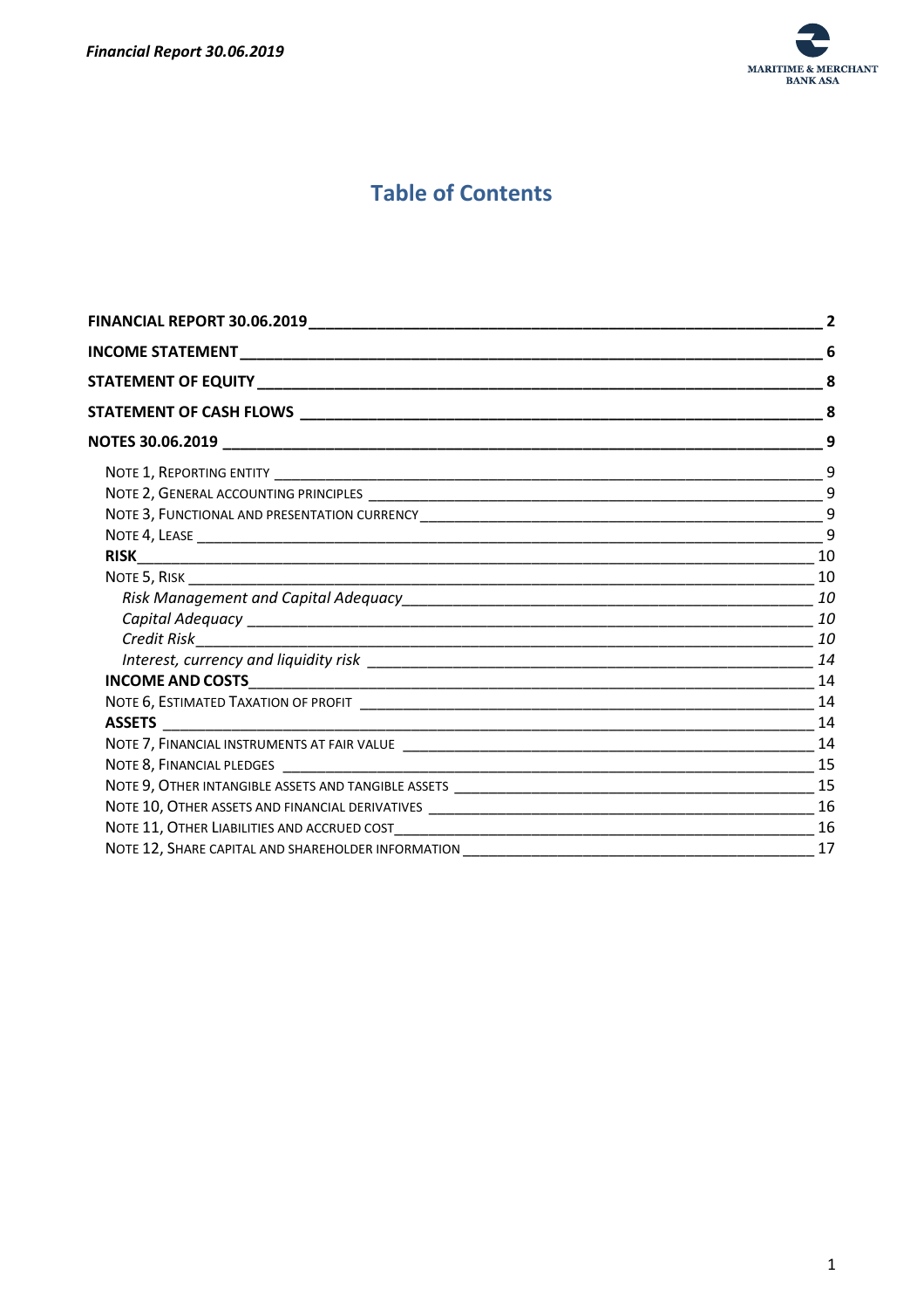# Table of Contents

| | |
|---|---|
| **FINANCIAL REPORT 30.06.2019** | **2** |
| **INCOME STATEMENT** | **6** |
| **STATEMENT OF EQUITY** | **8** |
| **STATEMENT OF CASH FLOWS** | **8** |
| **NOTES 30.06.2019** | **9** |
| NOTE 1, REPORTING ENTITY | 9 |
| NOTE 2, GENERAL ACCOUNTING PRINCIPLES | 9 |
| NOTE 3, FUNCTIONAL AND PRESENTATION CURRENCY | 9 |
| NOTE 4, LEASE | 9 |
| **RISK** | 10 |
| NOTE 5, RISK | 10 |
| *Risk Management and Capital Adequacy* | *10* |
| *Capital Adequacy* | *10* |
| *Credit Risk* | *10* |
| *Interest, currency and liquidity risk* | *14* |
| **INCOME AND COSTS** | 14 |
| NOTE 6, ESTIMATED TAXATION OF PROFIT | 14 |
| **ASSETS** | 14 |
| NOTE 7, FINANCIAL INSTRUMENTS AT FAIR VALUE | 14 |
| NOTE 8, FINANCIAL PLEDGES | 15 |
| NOTE 9, OTHER INTANGIBLE ASSETS AND TANGIBLE ASSETS | 15 |
| NOTE 10, OTHER ASSETS AND FINANCIAL DERIVATIVES | 16 |
| NOTE 11, OTHER LIABILITIES AND ACCRUED COST | 16 |
| NOTE 12, SHARE CAPITAL AND SHAREHOLDER INFORMATION | 17 |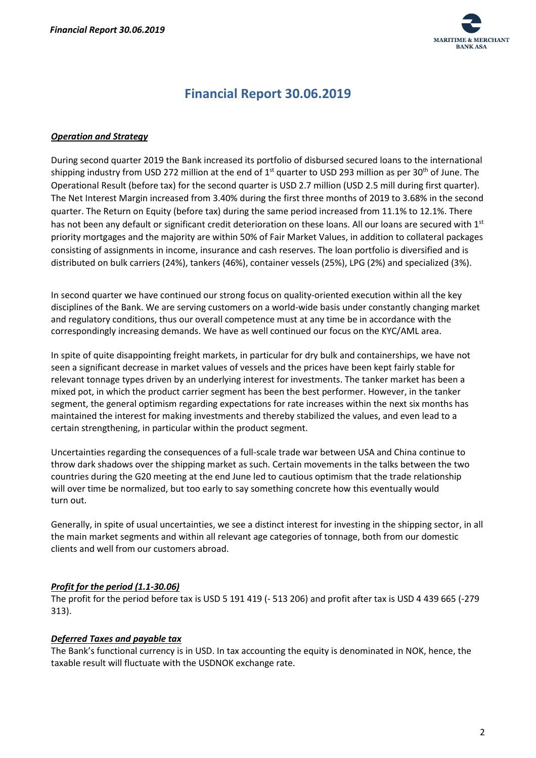# Financial Report 30.06.2019

***Operation and Strategy***

During second quarter 2019 the Bank increased its portfolio of disbursed secured loans to the international shipping industry from USD 272 million at the end of 1st quarter to USD 293 million as per 30th of June. The Operational Result (before tax) for the second quarter is USD 2.7 million (USD 2.5 mill during first quarter). The Net Interest Margin increased from 3.40% during the first three months of 2019 to 3.68% in the second quarter. The Return on Equity (before tax) during the same period increased from 11.1% to 12.1%. There has not been any default or significant credit deterioration on these loans. All our loans are secured with 1st priority mortgages and the majority are within 50% of Fair Market Values, in addition to collateral packages consisting of assignments in income, insurance and cash reserves. The loan portfolio is diversified and is distributed on bulk carriers (24%), tankers (46%), container vessels (25%), LPG (2%) and specialized (3%).

In second quarter we have continued our strong focus on quality-oriented execution within all the key disciplines of the Bank. We are serving customers on a world-wide basis under constantly changing market and regulatory conditions, thus our overall competence must at any time be in accordance with the correspondingly increasing demands. We have as well continued our focus on the KYC/AML area.

In spite of quite disappointing freight markets, in particular for dry bulk and containerships, we have not seen a significant decrease in market values of vessels and the prices have been kept fairly stable for relevant tonnage types driven by an underlying interest for investments. The tanker market has been a mixed pot, in which the product carrier segment has been the best performer. However, in the tanker segment, the general optimism regarding expectations for rate increases within the next six months has maintained the interest for making investments and thereby stabilized the values, and even lead to a certain strengthening, in particular within the product segment.

Uncertainties regarding the consequences of a full-scale trade war between USA and China continue to throw dark shadows over the shipping market as such. Certain movements in the talks between the two countries during the G20 meeting at the end June led to cautious optimism that the trade relationship will over time be normalized, but too early to say something concrete how this eventually would turn out.

Generally, in spite of usual uncertainties, we see a distinct interest for investing in the shipping sector, in all the main market segments and within all relevant age categories of tonnage, both from our domestic clients and well from our customers abroad.

***Profit for the period (1.1-30.06)***

The profit for the period before tax is USD 5 191 419 (- 513 206) and profit after tax is USD 4 439 665 (-279 313).

***Deferred Taxes and payable tax***

The Bank's functional currency is in USD. In tax accounting the equity is denominated in NOK, hence, the taxable result will fluctuate with the USDNOK exchange rate.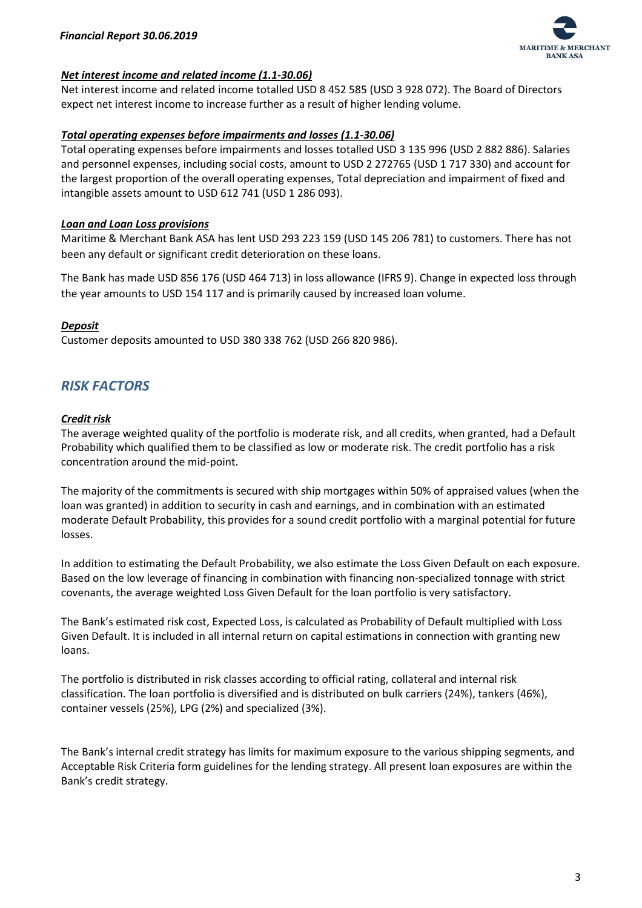***Net interest income and related income (1.1-30.06)***

Net interest income and related income totalled USD 8 452 585 (USD 3 928 072). The Board of Directors expect net interest income to increase further as a result of higher lending volume.

***Total operating expenses before impairments and losses (1.1-30.06)***

Total operating expenses before impairments and losses totalled USD 3 135 996 (USD 2 882 886). Salaries and personnel expenses, including social costs, amount to USD 2 272765 (USD 1 717 330) and account for the largest proportion of the overall operating expenses, Total depreciation and impairment of fixed and intangible assets amount to USD 612 741 (USD 1 286 093).

***Loan and Loan Loss provisions***

Maritime & Merchant Bank ASA has lent USD 293 223 159 (USD 145 206 781) to customers. There has not been any default or significant credit deterioration on these loans.

The Bank has made USD 856 176 (USD 464 713) in loss allowance (IFRS 9). Change in expected loss through the year amounts to USD 154 117 and is primarily caused by increased loan volume.

***Deposit***

Customer deposits amounted to USD 380 338 762 (USD 266 820 986).

## *RISK FACTORS*

***Credit risk***

The average weighted quality of the portfolio is moderate risk, and all credits, when granted, had a Default Probability which qualified them to be classified as low or moderate risk. The credit portfolio has a risk concentration around the mid-point.

The majority of the commitments is secured with ship mortgages within 50% of appraised values (when the loan was granted) in addition to security in cash and earnings, and in combination with an estimated moderate Default Probability, this provides for a sound credit portfolio with a marginal potential for future losses.

In addition to estimating the Default Probability, we also estimate the Loss Given Default on each exposure. Based on the low leverage of financing in combination with financing non-specialized tonnage with strict covenants, the average weighted Loss Given Default for the loan portfolio is very satisfactory.

The Bank's estimated risk cost, Expected Loss, is calculated as Probability of Default multiplied with Loss Given Default. It is included in all internal return on capital estimations in connection with granting new loans.

The portfolio is distributed in risk classes according to official rating, collateral and internal risk classification. The loan portfolio is diversified and is distributed on bulk carriers (24%), tankers (46%), container vessels (25%), LPG (2%) and specialized (3%).

The Bank's internal credit strategy has limits for maximum exposure to the various shipping segments, and Acceptable Risk Criteria form guidelines for the lending strategy. All present loan exposures are within the Bank's credit strategy.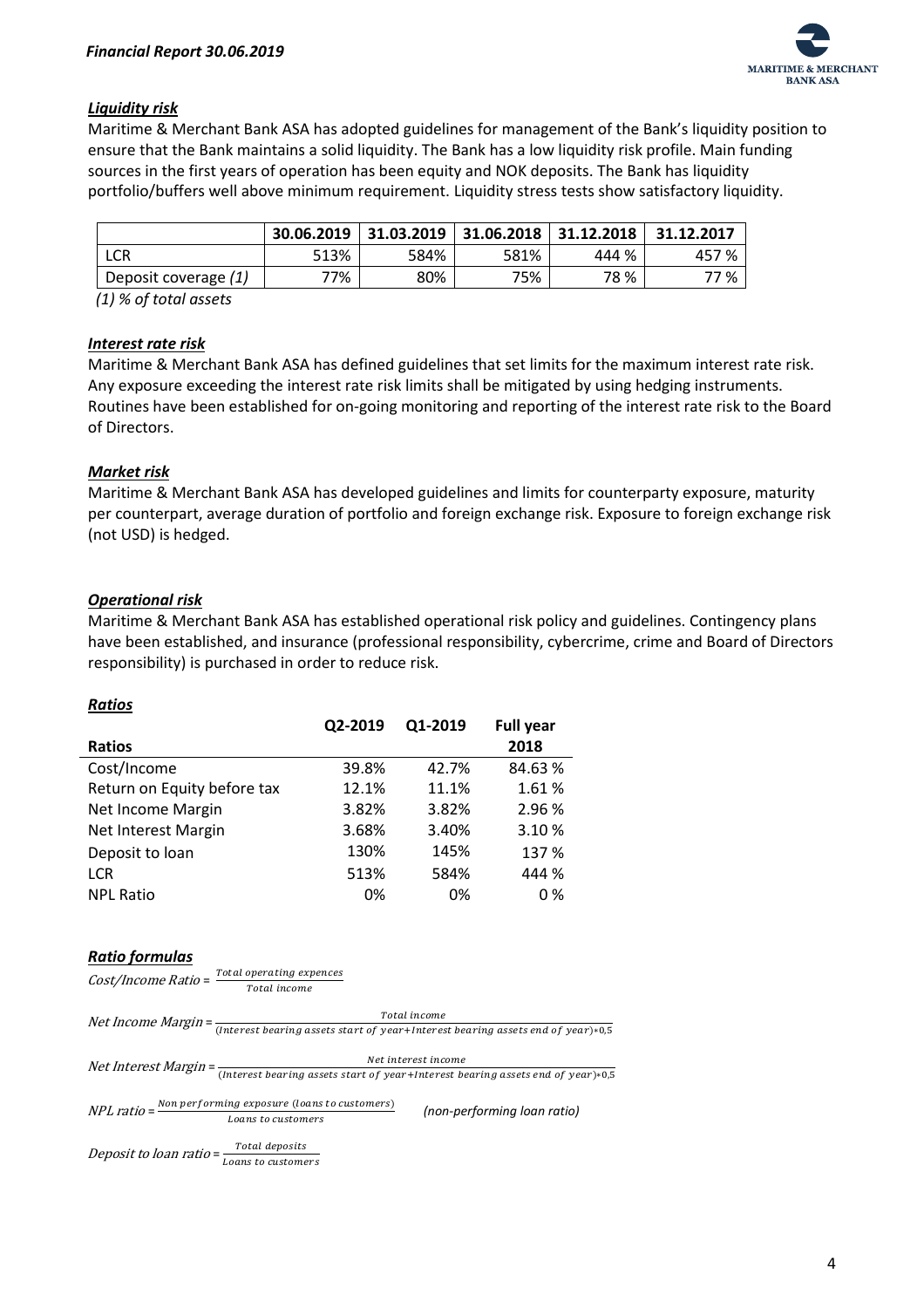### *Liquidity risk*

Maritime & Merchant Bank ASA has adopted guidelines for management of the Bank's liquidity position to ensure that the Bank maintains a solid liquidity. The Bank has a low liquidity risk profile. Main funding sources in the first years of operation has been equity and NOK deposits. The Bank has liquidity portfolio/buffers well above minimum requirement. Liquidity stress tests show satisfactory liquidity.

| | 30.06.2019 | 31.03.2019 | 31.06.2018 | 31.12.2018 | 31.12.2017 |
|---|---|---|---|---|---|
| LCR | 513% | 584% | 581% | 444 % | 457 % |
| Deposit coverage *(1)* | 77% | 80% | 75% | 78 % | 77 % |

*(1) % of total assets*

### *Interest rate risk*

Maritime & Merchant Bank ASA has defined guidelines that set limits for the maximum interest rate risk. Any exposure exceeding the interest rate risk limits shall be mitigated by using hedging instruments. Routines have been established for on-going monitoring and reporting of the interest rate risk to the Board of Directors.

### *Market risk*

Maritime & Merchant Bank ASA has developed guidelines and limits for counterparty exposure, maturity per counterpart, average duration of portfolio and foreign exchange risk. Exposure to foreign exchange risk (not USD) is hedged.

### *Operational risk*

Maritime & Merchant Bank ASA has established operational risk policy and guidelines. Contingency plans have been established, and insurance (professional responsibility, cybercrime, crime and Board of Directors responsibility) is purchased in order to reduce risk.

### *Ratios*

| Ratios | Q2-2019 | Q1-2019 | Full year 2018 |
|---|---|---|---|
| Cost/Income | 39.8% | 42.7% | 84.63 % |
| Return on Equity before tax | 12.1% | 11.1% | 1.61 % |
| Net Income Margin | 3.82% | 3.82% | 2.96 % |
| Net Interest Margin | 3.68% | 3.40% | 3.10 % |
| Deposit to loan | 130% | 145% | 137 % |
| LCR | 513% | 584% | 444 % |
| NPL Ratio | 0% | 0% | 0 % |

### *Ratio formulas*

*Cost/Income Ratio* = $\frac{\text{Total operating expences}}{\text{Total income}}$

*Net Income Margin* = $\frac{\text{Total income}}{(\text{Interest bearing assets start of year} + \text{Interest bearing assets end of year}) * 0{,}5}$

*Net Interest Margin* = $\frac{\text{Net interest income}}{(\text{Interest bearing assets start of year} + \text{Interest bearing assets end of year}) * 0{,}5}$

*NPL ratio* = $\frac{\text{Non performing exposure (loans to customers)}}{\text{Loans to customers}}$ *(non-performing loan ratio)*

*Deposit to loan ratio* = $\frac{\text{Total deposits}}{\text{Loans to customers}}$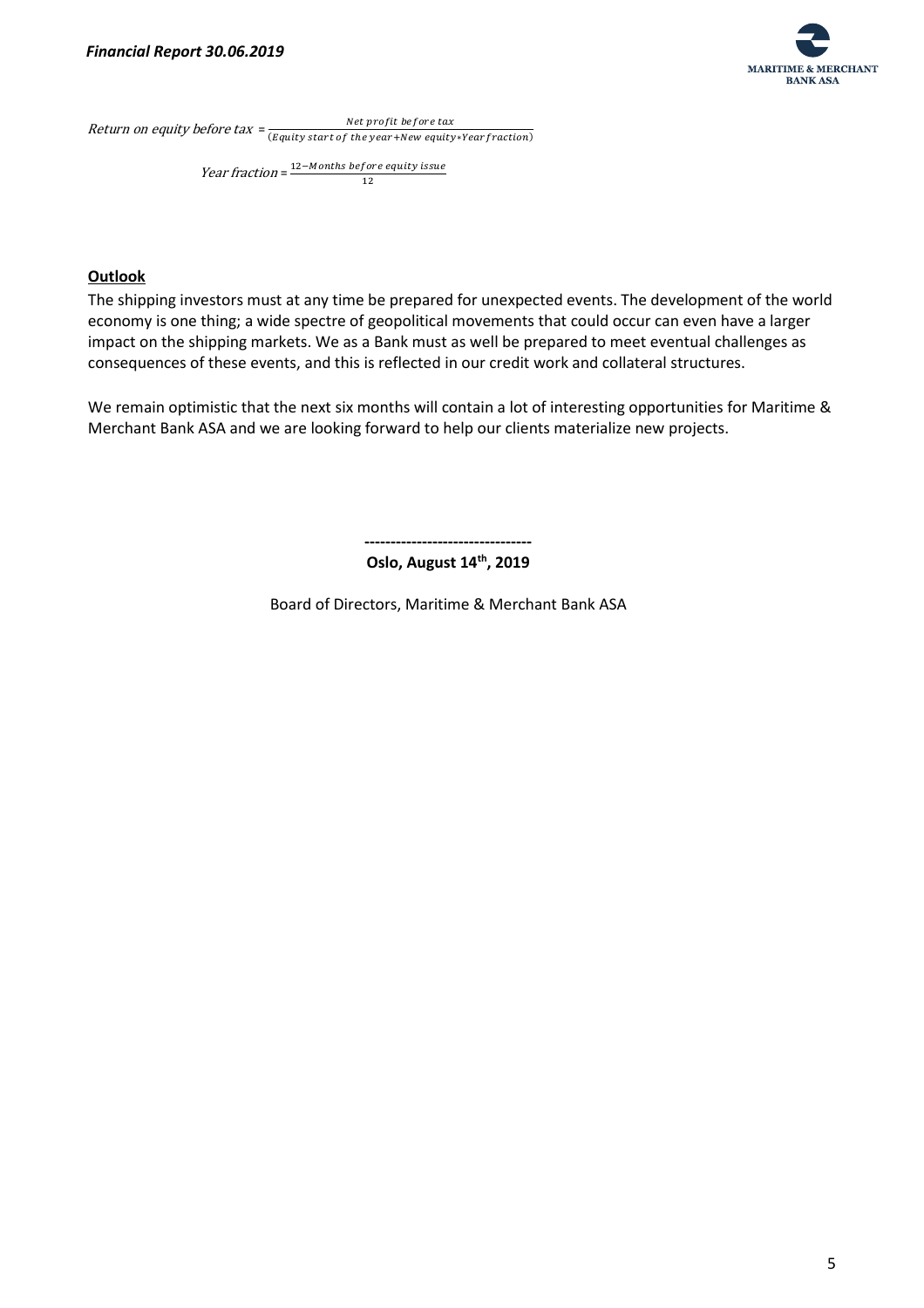$$\text{Return on equity before tax} = \frac{\text{Net profit before tax}}{(\text{Equity start of the year} + \text{New equity} * \text{Year fraction})}$$

$$\text{Year fraction} = \frac{12 - \text{Months before equity issue}}{12}$$

**Outlook**

The shipping investors must at any time be prepared for unexpected events. The development of the world economy is one thing; a wide spectre of geopolitical movements that could occur can even have a larger impact on the shipping markets. We as a Bank must as well be prepared to meet eventual challenges as consequences of these events, and this is reflected in our credit work and collateral structures.

We remain optimistic that the next six months will contain a lot of interesting opportunities for Maritime & Merchant Bank ASA and we are looking forward to help our clients materialize new projects.

--------------------------------

**Oslo, August 14th, 2019**

Board of Directors, Maritime & Merchant Bank ASA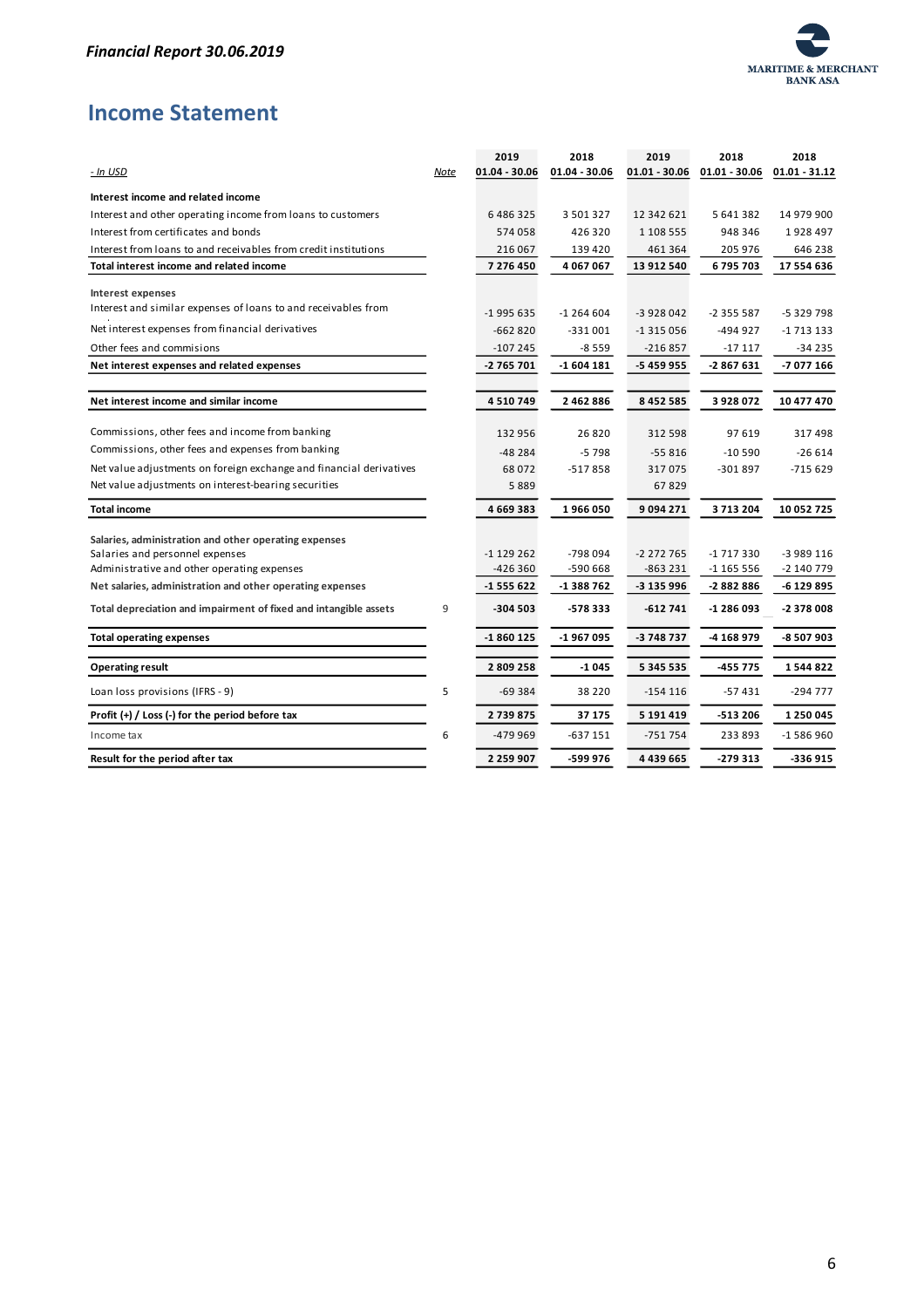# Income Statement

| *- In USD* | *Note* | 2019 01.04 - 30.06 | 2018 01.04 - 30.06 | 2019 01.01 - 30.06 | 2018 01.01 - 30.06 | 2018 01.01 - 31.12 |
|---|---|---|---|---|---|---|
| **Interest income and related income** | | | | | | |
| Interest and other operating income from loans to customers | | 6 486 325 | 3 501 327 | 12 342 621 | 5 641 382 | 14 979 900 |
| Interest from certificates and bonds | | 574 058 | 426 320 | 1 108 555 | 948 346 | 1 928 497 |
| Interest from loans to and receivables from credit institutions | | 216 067 | 139 420 | 461 364 | 205 976 | 646 238 |
| **Total interest income and related income** | | **7 276 450** | **4 067 067** | **13 912 540** | **6 795 703** | **17 554 636** |
| **Interest expenses** | | | | | | |
| Interest and similar expenses of loans to and receivables from | | -1 995 635 | -1 264 604 | -3 928 042 | -2 355 587 | -5 329 798 |
| Net interest expenses from financial derivatives | | -662 820 | -331 001 | -1 315 056 | -494 927 | -1 713 133 |
| Other fees and commisions | | -107 245 | -8 559 | -216 857 | -17 117 | -34 235 |
| **Net interest expenses and related expenses** | | **-2 765 701** | **-1 604 181** | **-5 459 955** | **-2 867 631** | **-7 077 166** |
| **Net interest income and similar income** | | **4 510 749** | **2 462 886** | **8 452 585** | **3 928 072** | **10 477 470** |
| Commissions, other fees and income from banking | | 132 956 | 26 820 | 312 598 | 97 619 | 317 498 |
| Commissions, other fees and expenses from banking | | -48 284 | -5 798 | -55 816 | -10 590 | -26 614 |
| Net value adjustments on foreign exchange and financial derivatives | | 68 072 | -517 858 | 317 075 | -301 897 | -715 629 |
| Net value adjustments on interest-bearing securities | | 5 889 | | 67 829 | | |
| **Total income** | | **4 669 383** | **1 966 050** | **9 094 271** | **3 713 204** | **10 052 725** |
| **Salaries, administration and other operating expenses** | | | | | | |
| Salaries and personnel expenses | | -1 129 262 | -798 094 | -2 272 765 | -1 717 330 | -3 989 116 |
| Administrative and other operating expenses | | -426 360 | -590 668 | -863 231 | -1 165 556 | -2 140 779 |
| **Net salaries, administration and other operating expenses** | | **-1 555 622** | **-1 388 762** | **-3 135 996** | **-2 882 886** | **-6 129 895** |
| **Total depreciation and impairment of fixed and intangible assets** | 9 | **-304 503** | **-578 333** | **-612 741** | **-1 286 093** | **-2 378 008** |
| **Total operating expenses** | | **-1 860 125** | **-1 967 095** | **-3 748 737** | **-4 168 979** | **-8 507 903** |
| **Operating result** | | **2 809 258** | **-1 045** | **5 345 535** | **-455 775** | **1 544 822** |
| Loan loss provisions (IFRS - 9) | 5 | -69 384 | 38 220 | -154 116 | -57 431 | -294 777 |
| **Profit (+) / Loss (-) for the period before tax** | | **2 739 875** | **37 175** | **5 191 419** | **-513 206** | **1 250 045** |
| Income tax | 6 | -479 969 | -637 151 | -751 754 | 233 893 | -1 586 960 |
| **Result for the period after tax** | | **2 259 907** | **-599 976** | **4 439 665** | **-279 313** | **-336 915** |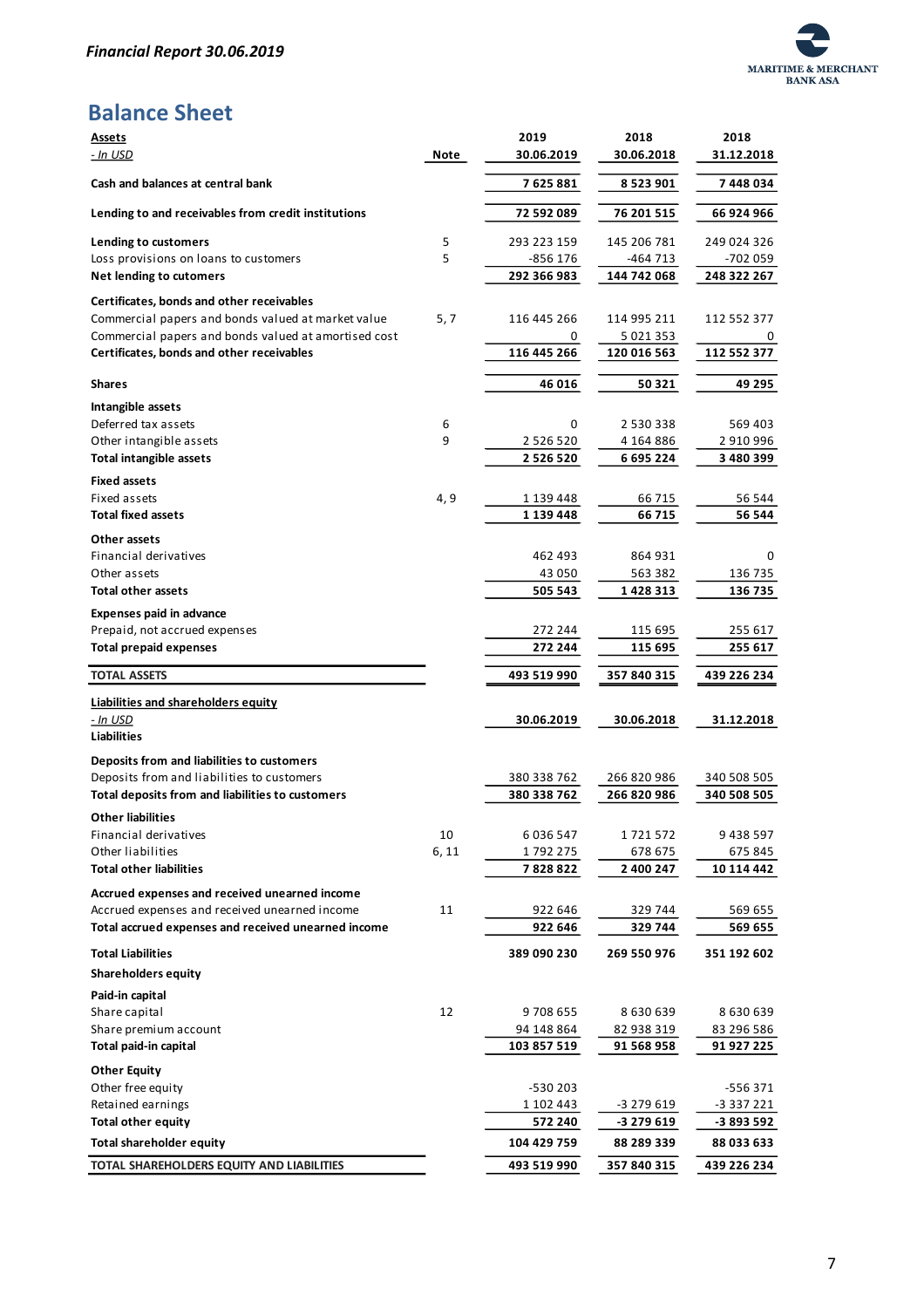## Balance Sheet

| **Assets** | | 2019 | 2018 | 2018 |
|---|---|---|---|---|
| *- In USD* | **Note** | **30.06.2019** | **30.06.2018** | **31.12.2018** |
| **Cash and balances at central bank** | | **7 625 881** | **8 523 901** | **7 448 034** |
| **Lending to and receivables from credit institutions** | | **72 592 089** | **76 201 515** | **66 924 966** |
| **Lending to customers** | 5 | 293 223 159 | 145 206 781 | 249 024 326 |
| Loss provisions on loans to customers | 5 | -856 176 | -464 713 | -702 059 |
| **Net lending to cutomers** | | **292 366 983** | **144 742 068** | **248 322 267** |
| **Certificates, bonds and other receivables** | | | | |
| Commercial papers and bonds valued at market value | 5, 7 | 116 445 266 | 114 995 211 | 112 552 377 |
| Commercial papers and bonds valued at amortised cost | | 0 | 5 021 353 | 0 |
| **Certificates, bonds and other receivables** | | **116 445 266** | **120 016 563** | **112 552 377** |
| **Shares** | | **46 016** | **50 321** | **49 295** |
| **Intangible assets** | | | | |
| Deferred tax assets | 6 | 0 | 2 530 338 | 569 403 |
| Other intangible assets | 9 | 2 526 520 | 4 164 886 | 2 910 996 |
| **Total intangible assets** | | **2 526 520** | **6 695 224** | **3 480 399** |
| **Fixed assets** | | | | |
| Fixed assets | 4, 9 | 1 139 448 | 66 715 | 56 544 |
| **Total fixed assets** | | **1 139 448** | **66 715** | **56 544** |
| **Other assets** | | | | |
| Financial derivatives | | 462 493 | 864 931 | 0 |
| Other assets | | 43 050 | 563 382 | 136 735 |
| **Total other assets** | | **505 543** | **1 428 313** | **136 735** |
| **Expenses paid in advance** | | | | |
| Prepaid, not accrued expenses | | 272 244 | 115 695 | 255 617 |
| **Total prepaid expenses** | | **272 244** | **115 695** | **255 617** |
| **TOTAL ASSETS** | | **493 519 990** | **357 840 315** | **439 226 234** |

| **Liabilities and shareholders equity** | | | | |
|---|---|---|---|---|
| *- In USD* | | **30.06.2019** | **30.06.2018** | **31.12.2018** |
| **Liabilities** | | | | |
| **Deposits from and liabilities to customers** | | | | |
| Deposits from and liabilities to customers | | 380 338 762 | 266 820 986 | 340 508 505 |
| **Total deposits from and liabilities to customers** | | **380 338 762** | **266 820 986** | **340 508 505** |
| **Other liabilities** | | | | |
| Financial derivatives | 10 | 6 036 547 | 1 721 572 | 9 438 597 |
| Other liabilities | 6, 11 | 1 792 275 | 678 675 | 675 845 |
| **Total other liabilities** | | **7 828 822** | **2 400 247** | **10 114 442** |
| **Accrued expenses and received unearned income** | | | | |
| Accrued expenses and received unearned income | 11 | 922 646 | 329 744 | 569 655 |
| **Total accrued expenses and received unearned income** | | **922 646** | **329 744** | **569 655** |
| **Total Liabilities** | | **389 090 230** | **269 550 976** | **351 192 602** |
| **Shareholders equity** | | | | |
| **Paid-in capital** | | | | |
| Share capital | 12 | 9 708 655 | 8 630 639 | 8 630 639 |
| Share premium account | | 94 148 864 | 82 938 319 | 83 296 586 |
| **Total paid-in capital** | | **103 857 519** | **91 568 958** | **91 927 225** |
| **Other Equity** | | | | |
| Other free equity | | -530 203 | | -556 371 |
| Retained earnings | | 1 102 443 | -3 279 619 | -3 337 221 |
| **Total other equity** | | **572 240** | **-3 279 619** | **-3 893 592** |
| **Total shareholder equity** | | **104 429 759** | **88 289 339** | **88 033 633** |
| **TOTAL SHAREHOLDERS EQUITY AND LIABILITIES** | | **493 519 990** | **357 840 315** | **439 226 234** |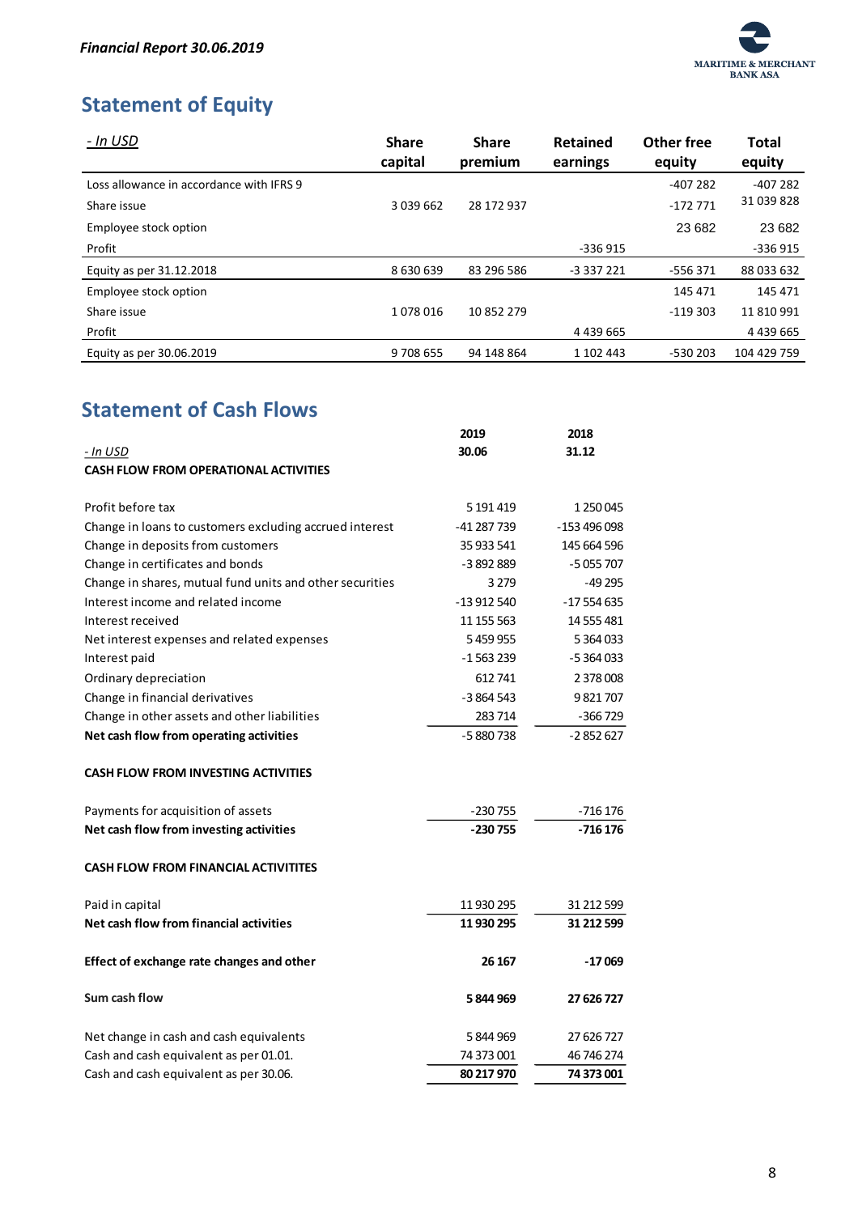## Statement of Equity

| *- In USD* | Share capital | Share premium | Retained earnings | Other free equity | Total equity |
|---|---|---|---|---|---|
| Loss allowance in accordance with IFRS 9 | | | | -407 282 | -407 282 |
| Share issue | 3 039 662 | 28 172 937 | | -172 771 | 31 039 828 |
| Employee stock option | | | | 23 682 | 23 682 |
| Profit | | | -336 915 | | -336 915 |
| Equity as per 31.12.2018 | 8 630 639 | 83 296 586 | -3 337 221 | -556 371 | 88 033 632 |
| Employee stock option | | | | 145 471 | 145 471 |
| Share issue | 1 078 016 | 10 852 279 | | -119 303 | 11 810 991 |
| Profit | | | 4 439 665 | | 4 439 665 |
| Equity as per 30.06.2019 | 9 708 655 | 94 148 864 | 1 102 443 | -530 203 | 104 429 759 |

## Statement of Cash Flows

| *- In USD* | 2019 30.06 | 2018 31.12 |
|---|---|---|
| **CASH FLOW FROM OPERATIONAL ACTIVITIES** | | |
| Profit before tax | 5 191 419 | 1 250 045 |
| Change in loans to customers excluding accrued interest | -41 287 739 | -153 496 098 |
| Change in deposits from customers | 35 933 541 | 145 664 596 |
| Change in certificates and bonds | -3 892 889 | -5 055 707 |
| Change in shares, mutual fund units and other securities | 3 279 | -49 295 |
| Interest income and related income | -13 912 540 | -17 554 635 |
| Interest received | 11 155 563 | 14 555 481 |
| Net interest expenses and related expenses | 5 459 955 | 5 364 033 |
| Interest paid | -1 563 239 | -5 364 033 |
| Ordinary depreciation | 612 741 | 2 378 008 |
| Change in financial derivatives | -3 864 543 | 9 821 707 |
| Change in other assets and other liabilities | 283 714 | -366 729 |
| **Net cash flow from operating activities** | -5 880 738 | -2 852 627 |
| **CASH FLOW FROM INVESTING ACTIVITIES** | | |
| Payments for acquisition of assets | -230 755 | -716 176 |
| **Net cash flow from investing activities** | **-230 755** | **-716 176** |
| **CASH FLOW FROM FINANCIAL ACTIVITITES** | | |
| Paid in capital | 11 930 295 | 31 212 599 |
| **Net cash flow from financial activities** | **11 930 295** | **31 212 599** |
| **Effect of exchange rate changes and other** | **26 167** | **-17 069** |
| **Sum cash flow** | **5 844 969** | **27 626 727** |
| Net change in cash and cash equivalents | 5 844 969 | 27 626 727 |
| Cash and cash equivalent as per 01.01. | 74 373 001 | 46 746 274 |
| Cash and cash equivalent as per 30.06. | **80 217 970** | **74 373 001** |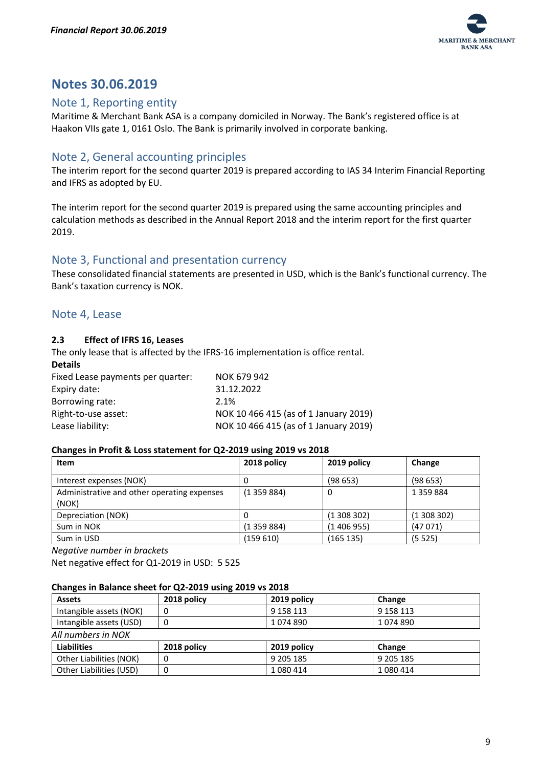# Notes 30.06.2019

## Note 1, Reporting entity

Maritime & Merchant Bank ASA is a company domiciled in Norway. The Bank's registered office is at Haakon VIIs gate 1, 0161 Oslo. The Bank is primarily involved in corporate banking.

## Note 2, General accounting principles

The interim report for the second quarter 2019 is prepared according to IAS 34 Interim Financial Reporting and IFRS as adopted by EU.

The interim report for the second quarter 2019 is prepared using the same accounting principles and calculation methods as described in the Annual Report 2018 and the interim report for the first quarter 2019.

## Note 3, Functional and presentation currency

These consolidated financial statements are presented in USD, which is the Bank's functional currency. The Bank's taxation currency is NOK.

## Note 4, Lease

### 2.3 Effect of IFRS 16, Leases

The only lease that is affected by the IFRS-16 implementation is office rental.

**Details**

| | |
|---|---|
| Fixed Lease payments per quarter: | NOK 679 942 |
| Expiry date: | 31.12.2022 |
| Borrowing rate: | 2.1% |
| Right-to-use asset: | NOK 10 466 415 (as of 1 January 2019) |
| Lease liability: | NOK 10 466 415 (as of 1 January 2019) |

**Changes in Profit & Loss statement for Q2-2019 using 2019 vs 2018**

| Item | 2018 policy | 2019 policy | Change |
|---|---|---|---|
| Interest expenses (NOK) | 0 | (98 653) | (98 653) |
| Administrative and other operating expenses (NOK) | (1 359 884) | 0 | 1 359 884 |
| Depreciation (NOK) | 0 | (1 308 302) | (1 308 302) |
| Sum in NOK | (1 359 884) | (1 406 955) | (47 071) |
| Sum in USD | (159 610) | (165 135) | (5 525) |

*Negative number in brackets*

Net negative effect for Q1-2019 in USD: 5 525

**Changes in Balance sheet for Q2-2019 using 2019 vs 2018**

| Assets | 2018 policy | 2019 policy | Change |
|---|---|---|---|
| Intangible assets (NOK) | 0 | 9 158 113 | 9 158 113 |
| Intangible assets (USD) | 0 | 1 074 890 | 1 074 890 |

*All numbers in NOK*

| Liabilities | 2018 policy | 2019 policy | Change |
|---|---|---|---|
| Other Liabilities (NOK) | 0 | 9 205 185 | 9 205 185 |
| Other Liabilities (USD) | 0 | 1 080 414 | 1 080 414 |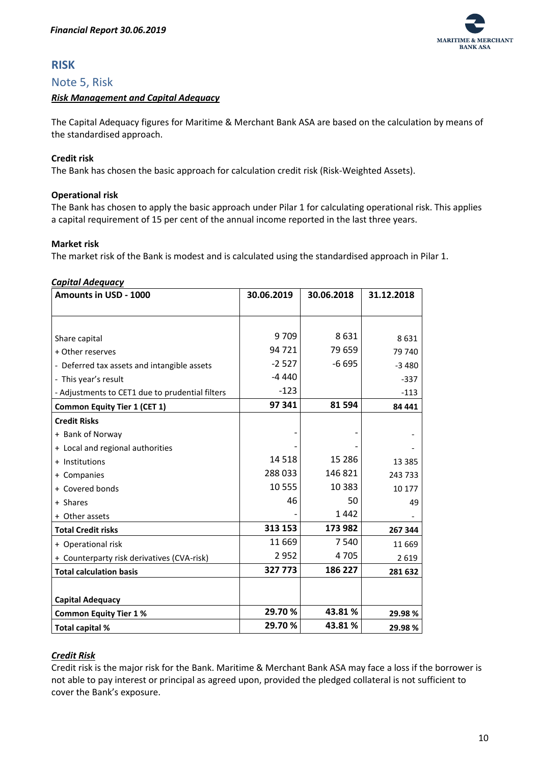## RISK

### Note 5, Risk

***Risk Management and Capital Adequacy***

The Capital Adequacy figures for Maritime & Merchant Bank ASA are based on the calculation by means of the standardised approach.

**Credit risk**

The Bank has chosen the basic approach for calculation credit risk (Risk-Weighted Assets).

**Operational risk**

The Bank has chosen to apply the basic approach under Pilar 1 for calculating operational risk. This applies a capital requirement of 15 per cent of the annual income reported in the last three years.

**Market risk**

The market risk of the Bank is modest and is calculated using the standardised approach in Pilar 1.

***Capital Adequacy***

| **Amounts in USD - 1000** | **30.06.2019** | **30.06.2018** | **31.12.2018** |
|---|---|---|---|
| Share capital | 9 709 | 8 631 | 8 631 |
| + Other reserves | 94 721 | 79 659 | 79 740 |
| - Deferred tax assets and intangible assets | -2 527 | -6 695 | -3 480 |
| - This year's result | -4 440 | | -337 |
| - Adjustments to CET1 due to prudential filters | -123 | | -113 |
| **Common Equity Tier 1 (CET 1)** | **97 341** | **81 594** | **84 441** |
| **Credit Risks** | | | |
| + Bank of Norway | - | - | - |
| + Local and regional authorities | - | - | - |
| + Institutions | 14 518 | 15 286 | 13 385 |
| + Companies | 288 033 | 146 821 | 243 733 |
| + Covered bonds | 10 555 | 10 383 | 10 177 |
| + Shares | 46 | 50 | 49 |
| + Other assets | - | 1 442 | - |
| **Total Credit risks** | **313 153** | **173 982** | **267 344** |
| + Operational risk | 11 669 | 7 540 | 11 669 |
| + Counterparty risk derivatives (CVA-risk) | 2 952 | 4 705 | 2 619 |
| **Total calculation basis** | **327 773** | **186 227** | **281 632** |
| **Capital Adequacy** | | | |
| **Common Equity Tier 1 %** | **29.70 %** | **43.81 %** | **29.98 %** |
| **Total capital %** | **29.70 %** | **43.81 %** | **29.98 %** |

***Credit Risk***

Credit risk is the major risk for the Bank. Maritime & Merchant Bank ASA may face a loss if the borrower is not able to pay interest or principal as agreed upon, provided the pledged collateral is not sufficient to cover the Bank's exposure.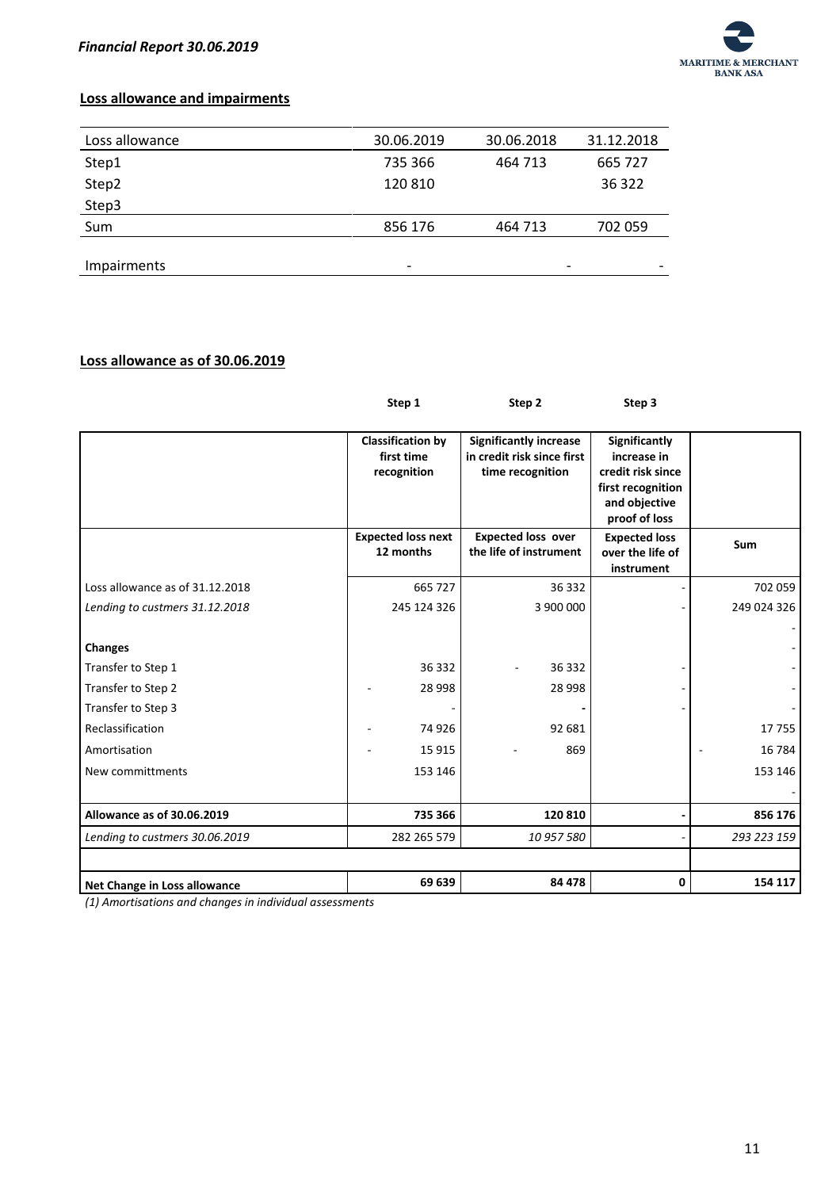## Loss allowance and impairments

| Loss allowance | 30.06.2019 | 30.06.2018 | 31.12.2018 |
|---|---|---|---|
| Step1 | 735 366 | 464 713 | 665 727 |
| Step2 | 120 810 | | 36 322 |
| Step3 | | | |
| Sum | 856 176 | 464 713 | 702 059 |
| | | | |
| Impairments | - | - | - |

## Loss allowance as of 30.06.2019

| | Step 1 | Step 2 | Step 3 | |
|---|---|---|---|---|
| | **Classification by first time recognition** | **Significantly increase in credit risk since first time recognition** | **Significantly increase in credit risk since first recognition and objective proof of loss** | |
| | **Expected loss next 12 months** | **Expected loss over the life of instrument** | **Expected loss over the life of instrument** | **Sum** |
| Loss allowance as of 31.12.2018 | 665 727 | 36 332 | - | 702 059 |
| *Lending to custmers 31.12.2018* | 245 124 326 | 3 900 000 | - | 249 024 326 |
| | | | | - |
| **Changes** | | | | - |
| Transfer to Step 1 | 36 332 | - 36 332 | - | - |
| Transfer to Step 2 | - 28 998 | 28 998 | - | - |
| Transfer to Step 3 | - | - | - | - |
| Reclassification | - 74 926 | 92 681 | | 17 755 |
| Amortisation | - 15 915 | - 869 | | - 16 784 |
| New committments | 153 146 | | | 153 146 |
| | | | | - |
| **Allowance as of 30.06.2019** | **735 366** | **120 810** | **-** | **856 176** |
| *Lending to custmers 30.06.2019* | 282 265 579 | *10 957 580* | - | *293 223 159* |
| | | | | |
| **Net Change in Loss allowance** | **69 639** | **84 478** | **0** | **154 117** |

*(1) Amortisations and changes in individual assessments*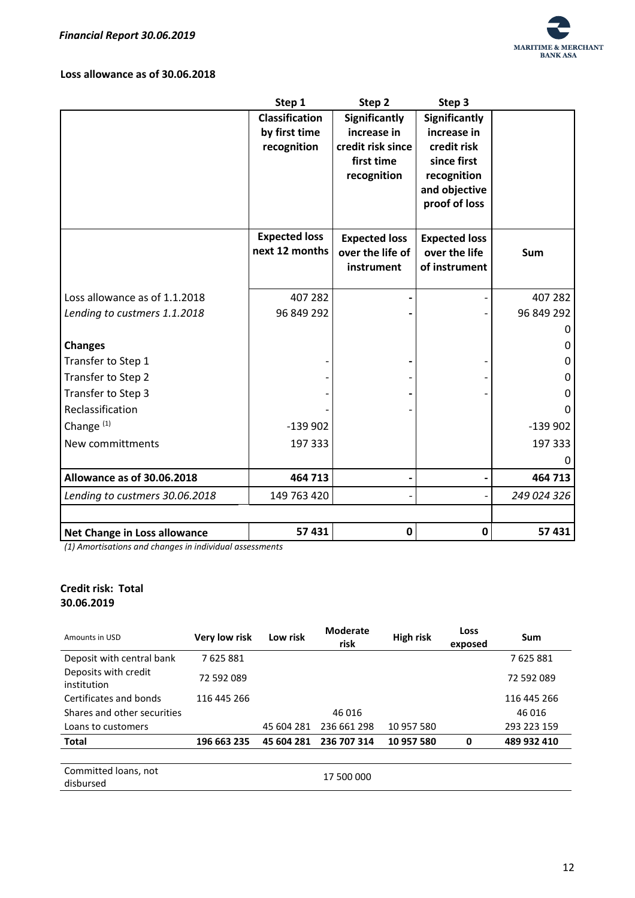### Loss allowance as of 30.06.2018

| | Step 1 | Step 2 | Step 3 | |
|---|---|---|---|---|
| | Classification by first time recognition | Significantly increase in credit risk since first time recognition | Significantly increase in credit risk since first recognition and objective proof of loss | |
| | Expected loss next 12 months | Expected loss over the life of instrument | Expected loss over the life of instrument | Sum |
| Loss allowance as of 1.1.2018 | 407 282 | - | - | 407 282 |
| *Lending to custmers 1.1.2018* | 96 849 292 | - | - | 96 849 292 |
| | | | | 0 |
| **Changes** | | | | 0 |
| Transfer to Step 1 | - | - | - | 0 |
| Transfer to Step 2 | - | - | - | 0 |
| Transfer to Step 3 | - | - | - | 0 |
| Reclassification | - | - | | 0 |
| Change [(1)] | -139 902 | | | -139 902 |
| New committments | 197 333 | | | 197 333 |
| | | | | 0 |
| **Allowance as of 30.06.2018** | **464 713** | **-** | **-** | **464 713** |
| *Lending to custmers 30.06.2018* | 149 763 420 | - | - | *249 024 326* |
| | | | | |
| **Net Change in Loss allowance** | **57 431** | **0** | **0** | **57 431** |

*(1) Amortisations and changes in individual assessments*

### Credit risk: Total 30.06.2019

| Amounts in USD | Very low risk | Low risk | Moderate risk | High risk | Loss exposed | Sum |
|---|---|---|---|---|---|---|
| Deposit with central bank | 7 625 881 | | | | | 7 625 881 |
| Deposits with credit institution | 72 592 089 | | | | | 72 592 089 |
| Certificates and bonds | 116 445 266 | | | | | 116 445 266 |
| Shares and other securities | | | 46 016 | | | 46 016 |
| Loans to customers | | 45 604 281 | 236 661 298 | 10 957 580 | | 293 223 159 |
| **Total** | **196 663 235** | **45 604 281** | **236 707 314** | **10 957 580** | **0** | **489 932 410** |
| | | | | | | |
| Committed loans, not disbursed | | | 17 500 000 | | | |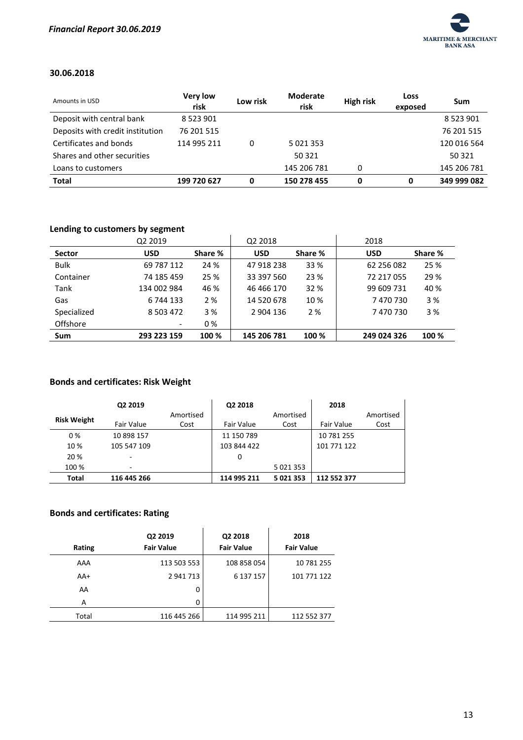### 30.06.2018

| Amounts in USD | Very low risk | Low risk | Moderate risk | High risk | Loss exposed | Sum |
|---|---|---|---|---|---|---|
| Deposit with central bank | 8 523 901 | | | | | 8 523 901 |
| Deposits with credit institution | 76 201 515 | | | | | 76 201 515 |
| Certificates and bonds | 114 995 211 | 0 | 5 021 353 | | | 120 016 564 |
| Shares and other securities | | | 50 321 | | | 50 321 |
| Loans to customers | | | 145 206 781 | 0 | | 145 206 781 |
| **Total** | **199 720 627** | **0** | **150 278 455** | **0** | **0** | **349 999 082** |

### Lending to customers by segment

| | Q2 2019 | | Q2 2018 | | 2018 | |
|---|---|---|---|---|---|---|
| **Sector** | **USD** | **Share %** | **USD** | **Share %** | **USD** | **Share %** |
| Bulk | 69 787 112 | 24 % | 47 918 238 | 33 % | 62 256 082 | 25 % |
| Container | 74 185 459 | 25 % | 33 397 560 | 23 % | 72 217 055 | 29 % |
| Tank | 134 002 984 | 46 % | 46 466 170 | 32 % | 99 609 731 | 40 % |
| Gas | 6 744 133 | 2 % | 14 520 678 | 10 % | 7 470 730 | 3 % |
| Specialized | 8 503 472 | 3 % | 2 904 136 | 2 % | 7 470 730 | 3 % |
| Offshore | - | 0 % | | | | |
| **Sum** | **293 223 159** | **100 %** | **145 206 781** | **100 %** | **249 024 326** | **100 %** |

### Bonds and certificates: Risk Weight

| | Q2 2019 | | Q2 2018 | | 2018 | |
|---|---|---|---|---|---|---|
| **Risk Weight** | Fair Value | Amortised Cost | Fair Value | Amortised Cost | Fair Value | Amortised Cost |
| 0 % | 10 898 157 | | 11 150 789 | | 10 781 255 | |
| 10 % | 105 547 109 | | 103 844 422 | | 101 771 122 | |
| 20 % | - | | 0 | | | |
| 100 % | - | | | 5 021 353 | | |
| **Total** | **116 445 266** | | **114 995 211** | **5 021 353** | **112 552 377** | |

### Bonds and certificates: Rating

| Rating | Q2 2019 Fair Value | Q2 2018 Fair Value | 2018 Fair Value |
|---|---|---|---|
| AAA | 113 503 553 | 108 858 054 | 10 781 255 |
| AA+ | 2 941 713 | 6 137 157 | 101 771 122 |
| AA | 0 | | |
| A | 0 | | |
| Total | 116 445 266 | 114 995 211 | 112 552 377 |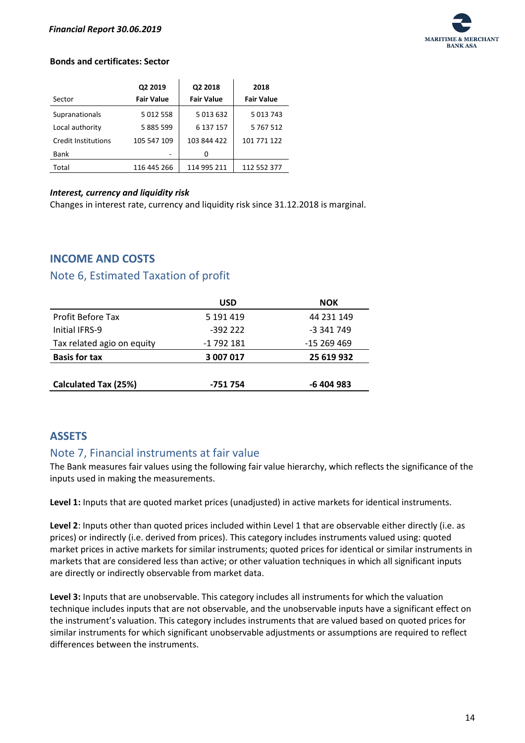**Bonds and certificates: Sector**

| Sector | Q2 2019 Fair Value | Q2 2018 Fair Value | 2018 Fair Value |
|---|---|---|---|
| Supranationals | 5 012 558 | 5 013 632 | 5 013 743 |
| Local authority | 5 885 599 | 6 137 157 | 5 767 512 |
| Credit Institutions | 105 547 109 | 103 844 422 | 101 771 122 |
| Bank | - | 0 | |
| Total | 116 445 266 | 114 995 211 | 112 552 377 |

***Interest, currency and liquidity risk***

Changes in interest rate, currency and liquidity risk since 31.12.2018 is marginal.

# INCOME AND COSTS

## Note 6, Estimated Taxation of profit

| | USD | NOK |
|---|---|---|
| Profit Before Tax | 5 191 419 | 44 231 149 |
| Initial IFRS-9 | -392 222 | -3 341 749 |
| Tax related agio on equity | -1 792 181 | -15 269 469 |
| **Basis for tax** | **3 007 017** | **25 619 932** |
| | | |
| **Calculated Tax (25%)** | **-751 754** | **-6 404 983** |

# ASSETS

## Note 7, Financial instruments at fair value

The Bank measures fair values using the following fair value hierarchy, which reflects the significance of the inputs used in making the measurements.

**Level 1:** Inputs that are quoted market prices (unadjusted) in active markets for identical instruments.

**Level 2**: Inputs other than quoted prices included within Level 1 that are observable either directly (i.e. as prices) or indirectly (i.e. derived from prices). This category includes instruments valued using: quoted market prices in active markets for similar instruments; quoted prices for identical or similar instruments in markets that are considered less than active; or other valuation techniques in which all significant inputs are directly or indirectly observable from market data.

**Level 3:** Inputs that are unobservable. This category includes all instruments for which the valuation technique includes inputs that are not observable, and the unobservable inputs have a significant effect on the instrument's valuation. This category includes instruments that are valued based on quoted prices for similar instruments for which significant unobservable adjustments or assumptions are required to reflect differences between the instruments.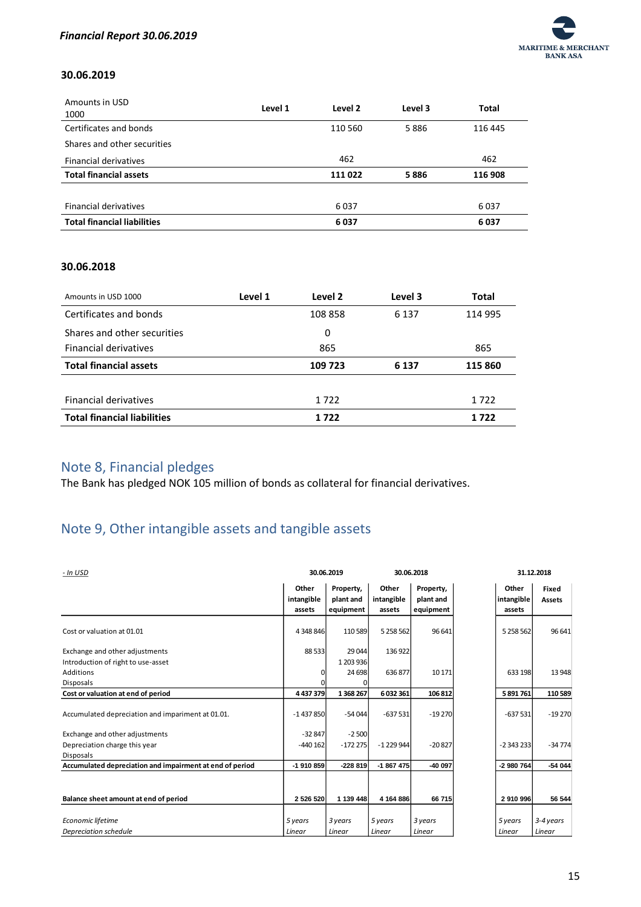### 30.06.2019

| Amounts in USD 1000 | Level 1 | Level 2 | Level 3 | Total |
|---|---|---|---|---|
| Certificates and bonds | | 110 560 | 5 886 | 116 445 |
| Shares and other securities | | | | |
| Financial derivatives | | 462 | | 462 |
| **Total financial assets** | | **111 022** | **5 886** | **116 908** |
| | | | | |
| Financial derivatives | | 6 037 | | 6 037 |
| **Total financial liabilities** | | **6 037** | | **6 037** |

### 30.06.2018

| Amounts in USD 1000 | Level 1 | Level 2 | Level 3 | Total |
|---|---|---|---|---|
| Certificates and bonds | | 108 858 | 6 137 | 114 995 |
| Shares and other securities | | 0 | | |
| Financial derivatives | | 865 | | 865 |
| **Total financial assets** | | **109 723** | **6 137** | **115 860** |
| | | | | |
| Financial derivatives | | 1 722 | | 1 722 |
| **Total financial liabilities** | | **1 722** | | **1 722** |

## Note 8, Financial pledges

The Bank has pledged NOK 105 million of bonds as collateral for financial derivatives.

## Note 9, Other intangible assets and tangible assets

| *- In USD* | 30.06.2019 | | 30.06.2018 | | 31.12.2018 | |
|---|---|---|---|---|---|---|
| | Other intangible assets | Property, plant and equipment | Other intangible assets | Property, plant and equipment | Other intangible assets | Fixed Assets |
| Cost or valuation at 01.01 | 4 348 846 | 110 589 | 5 258 562 | 96 641 | 5 258 562 | 96 641 |
| Exchange and other adjustments | 88 533 | 29 044 | 136 922 | | | |
| Introduction of right to use-asset | | 1 203 936 | | | | |
| Additions | 0 | 24 698 | 636 877 | 10 171 | 633 198 | 13 948 |
| Disposals | 0 | 0 | | | | |
| **Cost or valuation at end of period** | **4 437 379** | **1 368 267** | **6 032 361** | **106 812** | **5 891 761** | **110 589** |
| Accumulated depreciation and impariment at 01.01. | -1 437 850 | -54 044 | -637 531 | -19 270 | -637 531 | -19 270 |
| Exchange and other adjustments | -32 847 | -2 500 | | | | |
| Depreciation charge this year | -440 162 | -172 275 | -1 229 944 | -20 827 | -2 343 233 | -34 774 |
| Disposals | | | | | | |
| **Accumulated depreciation and impairment at end of period** | **-1 910 859** | **-228 819** | **-1 867 475** | **-40 097** | **-2 980 764** | **-54 044** |
| **Balance sheet amount at end of period** | **2 526 520** | **1 139 448** | **4 164 886** | **66 715** | **2 910 996** | **56 544** |
| *Economic lifetime* | *5 years* | *3 years* | *5 years* | *3 years* | *5 years* | *3-4 years* |
| *Depreciation schedule* | *Linear* | *Linear* | *Linear* | *Linear* | *Linear* | *Linear* |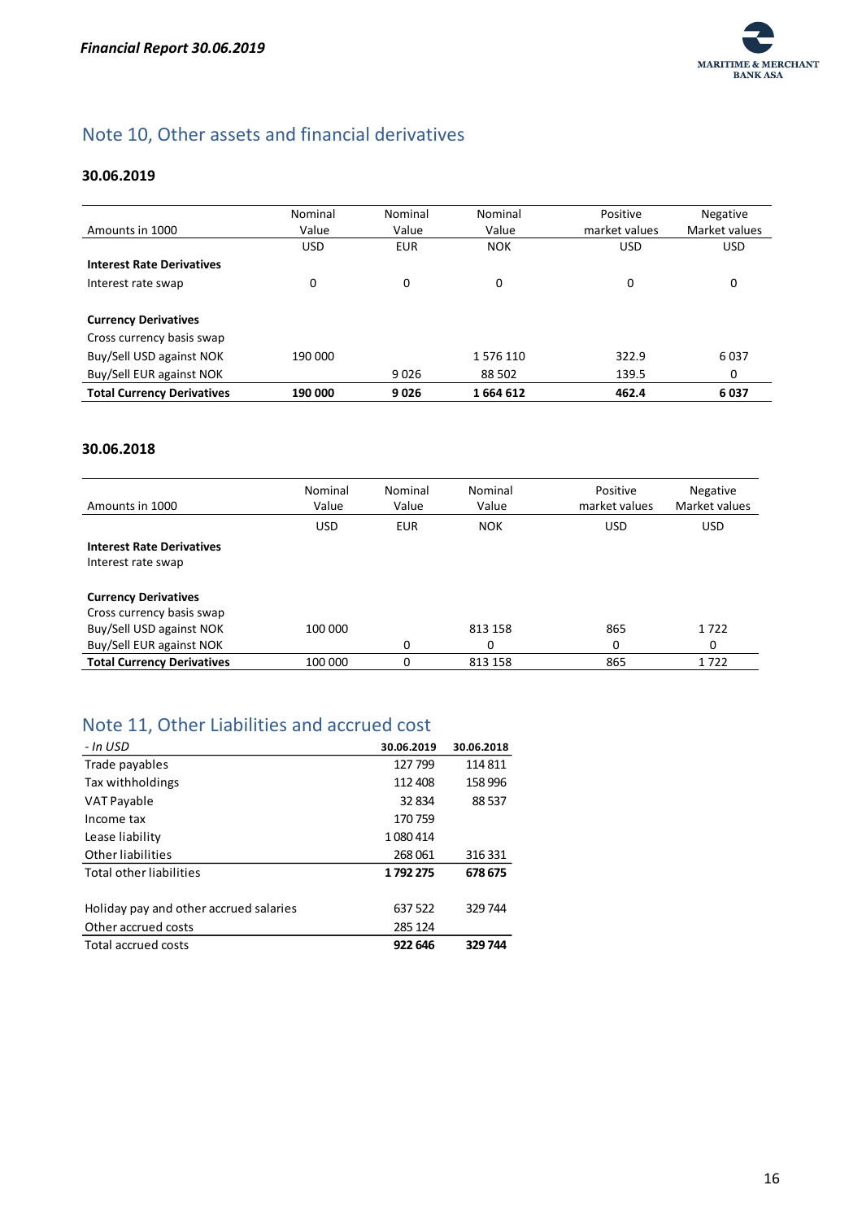## Note 10, Other assets and financial derivatives

### 30.06.2019

| Amounts in 1000 | Nominal Value | Nominal Value | Nominal Value | Positive market values | Negative Market values |
|---|---|---|---|---|---|
| | USD | EUR | NOK | USD | USD |
| **Interest Rate Derivatives** | | | | | |
| Interest rate swap | 0 | 0 | 0 | 0 | 0 |
| | | | | | |
| **Currency Derivatives** | | | | | |
| Cross currency basis swap | | | | | |
| Buy/Sell USD against NOK | 190 000 | | 1 576 110 | 322.9 | 6 037 |
| Buy/Sell EUR against NOK | | 9 026 | 88 502 | 139.5 | 0 |
| **Total Currency Derivatives** | **190 000** | **9 026** | **1 664 612** | **462.4** | **6 037** |

### 30.06.2018

| Amounts in 1000 | Nominal Value | Nominal Value | Nominal Value | Positive market values | Negative Market values |
|---|---|---|---|---|---|
| | USD | EUR | NOK | USD | USD |
| **Interest Rate Derivatives** | | | | | |
| Interest rate swap | | | | | |
| | | | | | |
| **Currency Derivatives** | | | | | |
| Cross currency basis swap | | | | | |
| Buy/Sell USD against NOK | 100 000 | | 813 158 | 865 | 1 722 |
| Buy/Sell EUR against NOK | | 0 | 0 | 0 | 0 |
| **Total Currency Derivatives** | 100 000 | 0 | 813 158 | 865 | 1 722 |

## Note 11, Other Liabilities and accrued cost

| *- In USD* | **30.06.2019** | **30.06.2018** |
|---|---|---|
| Trade payables | 127 799 | 114 811 |
| Tax withholdings | 112 408 | 158 996 |
| VAT Payable | 32 834 | 88 537 |
| Income tax | 170 759 | |
| Lease liability | 1 080 414 | |
| Other liabilities | 268 061 | 316 331 |
| Total other liabilities | **1 792 275** | **678 675** |
| | | |
| Holiday pay and other accrued salaries | 637 522 | 329 744 |
| Other accrued costs | 285 124 | |
| Total accrued costs | **922 646** | **329 744** |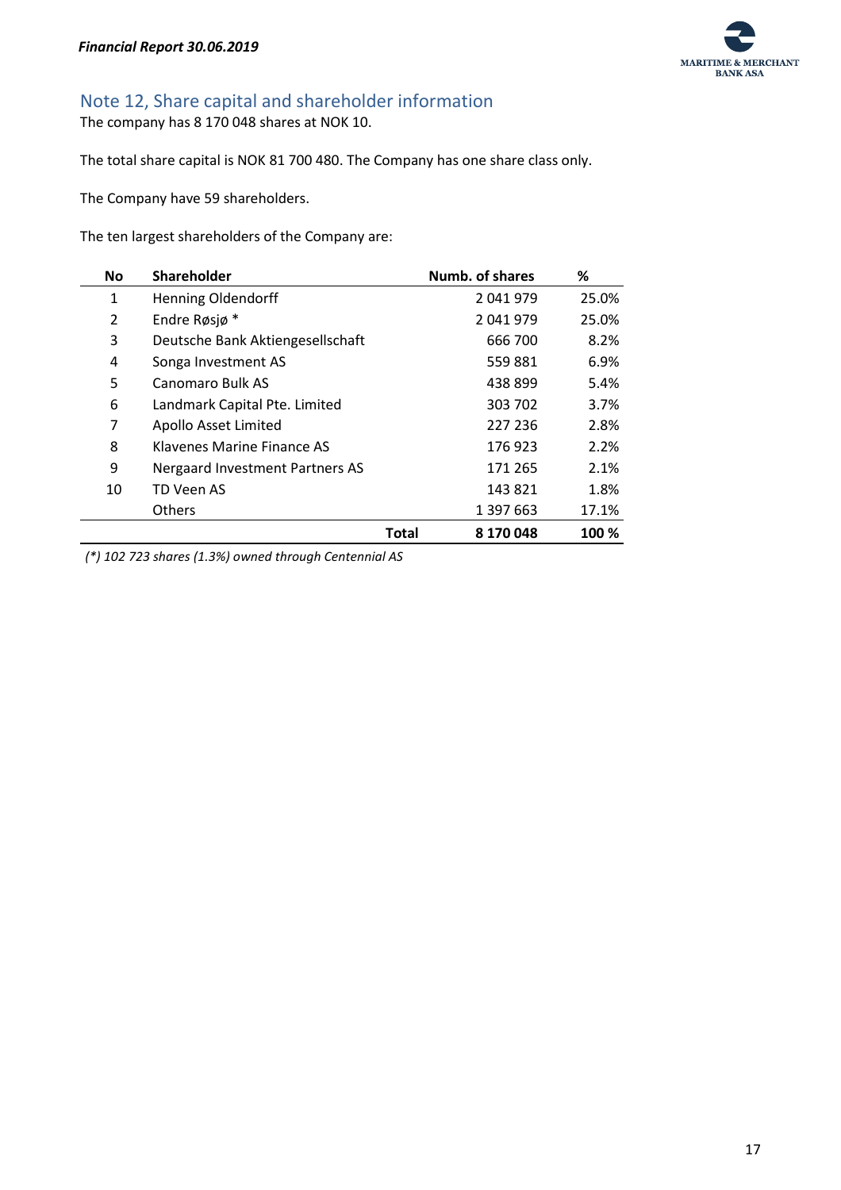## Note 12, Share capital and shareholder information

The company has 8 170 048 shares at NOK 10.

The total share capital is NOK 81 700 480. The Company has one share class only.

The Company have 59 shareholders.

The ten largest shareholders of the Company are:

| No | Shareholder | Numb. of shares | % |
|---|---|---|---|
| 1 | Henning Oldendorff | 2 041 979 | 25.0% |
| 2 | Endre Røsjø * | 2 041 979 | 25.0% |
| 3 | Deutsche Bank Aktiengesellschaft | 666 700 | 8.2% |
| 4 | Songa Investment AS | 559 881 | 6.9% |
| 5 | Canomaro Bulk AS | 438 899 | 5.4% |
| 6 | Landmark Capital Pte. Limited | 303 702 | 3.7% |
| 7 | Apollo Asset Limited | 227 236 | 2.8% |
| 8 | Klavenes Marine Finance AS | 176 923 | 2.2% |
| 9 | Nergaard Investment Partners AS | 171 265 | 2.1% |
| 10 | TD Veen AS | 143 821 | 1.8% |
| | Others | 1 397 663 | 17.1% |
| | **Total** | **8 170 048** | **100 %** |

*(*) 102 723 shares (1.3%) owned through Centennial AS*